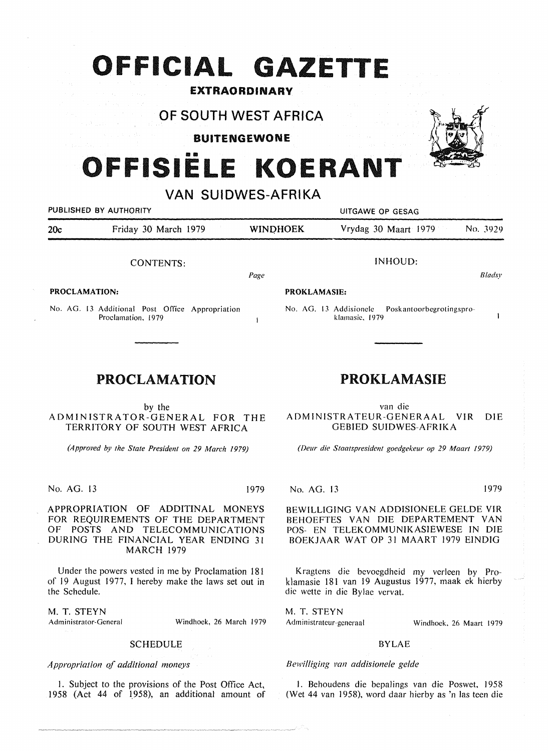# OFFICIAL GAZETTE

## EXTRAORDINARY

## OF SOUTH WEST AFRICA

## BUITENGEWONE

# OFFISIËLE KOERANT

## VAN SUIDWES-AFRIKA

PUBLISHED BY AUTHORITY — UITGAWE OP GESAG

20c — Friday 30 March 1979 — WINDHOEK — Vrydag 30 Maart 1979 — No. 3929

CONTENTS:

| | Page |
|---|---|
| **PROCLAMATION:** | |
| No. AG. 13 Additional Post Office Appropriation Proclamation, 1979 | 1 |

INHOUD:

| | *Bladsy* |
|---|---|
| **PROKLAMASIE:** | |
| No. AG. 13 Addisionele Poskantoorbegrotingsproklamasie, 1979 | 1 |

## PROCLAMATION

by the
ADMINISTRATOR-GENERAL FOR THE TERRITORY OF SOUTH WEST AFRICA

*(Approved by the State President on 29 March 1979)*

No. AG. 13 — 1979

APPROPRIATION OF ADDITINAL MONEYS FOR REQUIREMENTS OF THE DEPARTMENT OF POSTS AND TELECOMMUNICATIONS DURING THE FINANCIAL YEAR ENDING 31 MARCH 1979

Under the powers vested in me by Proclamation 181 of 19 August 1977, I hereby make the laws set out in the Schedule.

M. T. STEYN
Administrator-General — Windhoek, 26 March 1979

SCHEDULE

*Appropriation of additional moneys*

1. Subject to the provisions of the Post Office Act, 1958 (Act 44 of 1958), an additional amount of

## PROKLAMASIE

van die
ADMINISTRATEUR-GENERAAL VIR DIE GEBIED SUIDWES-AFRIKA

*(Deur die Staatspresident goedgekeur op 29 Maart 1979)*

No. AG. 13 — 1979

BEWILLIGING VAN ADDISIONELE GELDE VIR BEHOEFTES VAN DIE DEPARTEMENT VAN POS- EN TELEKOMMUNIKASIEWESE IN DIE BOEKJAAR WAT OP 31 MAART 1979 EINDIG

Kragtens die bevoegdheid my verleen by Proklamasie 181 van 19 Augustus 1977, maak ek hierby die wette in die Bylae vervat.

M. T. STEYN
Administrateur-generaal — Windhoek, 26 Maart 1979

BYLAE

*Bewilliging van addisionele gelde*

1. Behoudens die bepalings van die Poswet, 1958 (Wet 44 van 1958), word daar hierby as 'n las teen die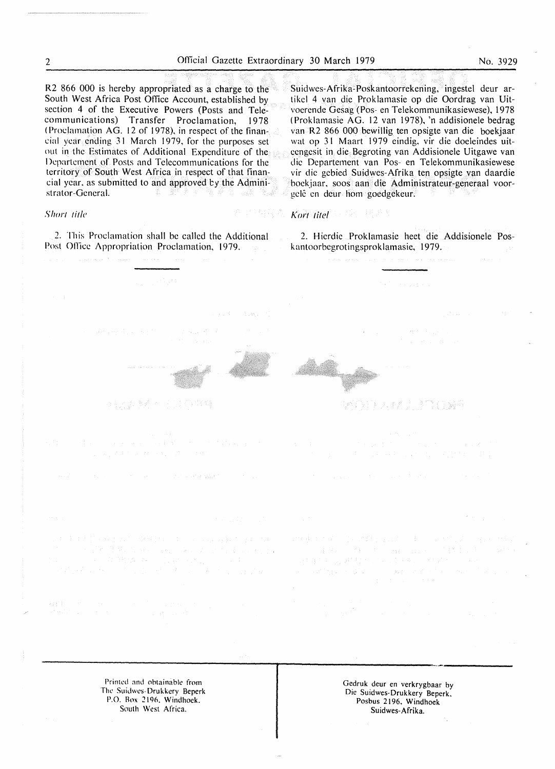R2 866 000 is hereby appropriated as a charge to the South West Africa Post Office Account, established by section 4 of the Executive Powers (Posts and Telecommunications) Transfer Proclamation, 1978 (Proclamation AG. 12 of 1978), in respect of the financial year ending 31 March 1979, for the purposes set out in the Estimates of Additional Expenditure of the Department of Posts and Telecommunications for the territory of South West Africa in respect of that financial year, as submitted to and approved by the Administrator-General.

*Short title*

2. This Proclamation shall be called the Additional Post Office Appropriation Proclamation, 1979.

Suidwes-Afrika-Poskantoorrekening, ingestel deur artikel 4 van die Proklamasie op die Oordrag van Uitvoerende Gesag (Pos- en Telekommunikasiewese), 1978 (Proklamasie AG. 12 van 1978), 'n addisionele bedrag van R2 866 000 bewillig ten opsigte van die boekjaar wat op 31 Maart 1979 eindig, vir die doeleindes uiteengesit in die Begroting van Addisionele Uitgawe van die Departement van Pos- en Telekommunikasiewese vir die gebied Suidwes-Afrika ten opsigte van daardie boekjaar, soos aan die Administrateur-generaal voorgelê en deur hom goedgekeur.

*Kort titel*

2. Hierdie Proklamasie heet die Addisionele Poskantoorbegrotingsproklamasie, 1979.

---

Printed and obtainable from
The Suidwes-Drukkery Beperk
P.O. Box 2196, Windhoek.
South West Africa.

Gedruk deur en verkrygbaar by
Die Suidwes-Drukkery Beperk,
Posbus 2196, Windhoek
Suidwes-Afrika.